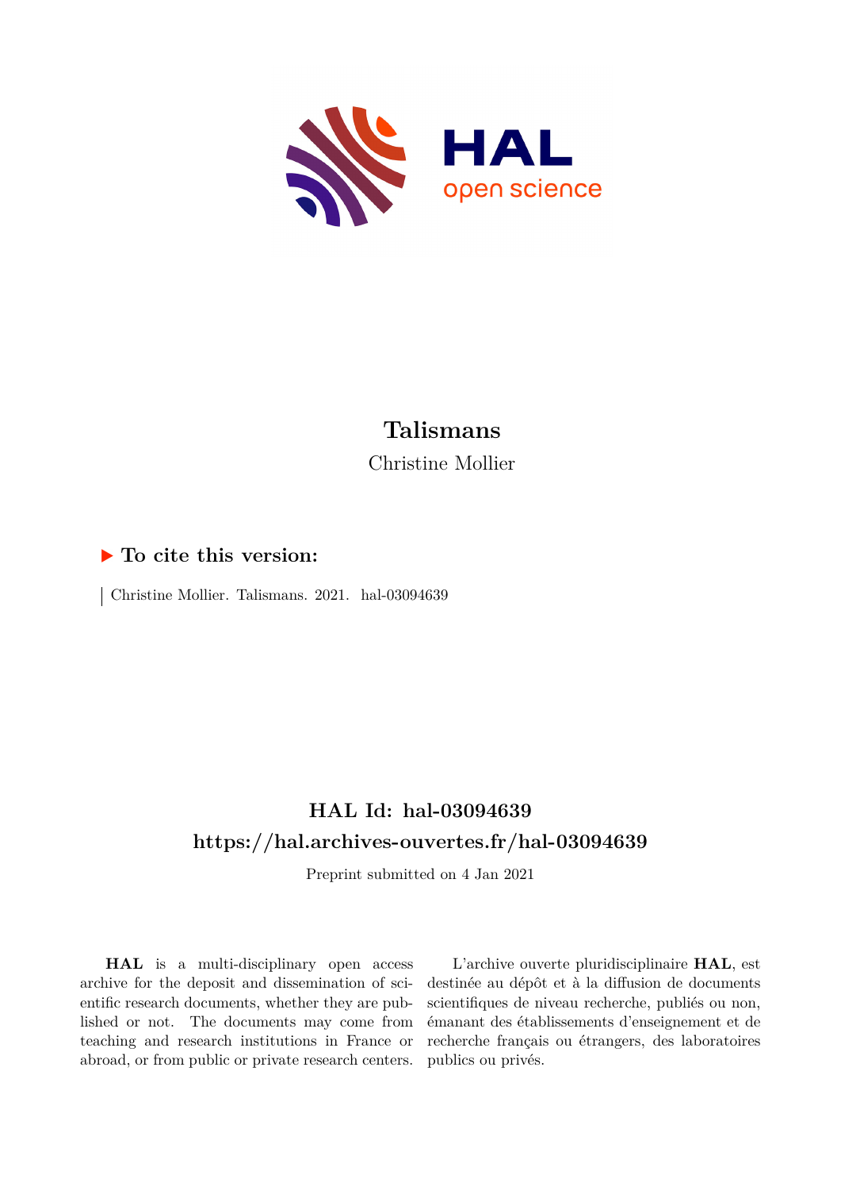# Talismans

Christine Mollier

## ▶ To cite this version:

Christine Mollier. Talismans. 2021. hal-03094639

## HAL Id: hal-03094639

## https://hal.archives-ouvertes.fr/hal-03094639

Preprint submitted on 4 Jan 2021

**HAL** is a multi-disciplinary open access archive for the deposit and dissemination of scientific research documents, whether they are published or not. The documents may come from teaching and research institutions in France or abroad, or from public or private research centers.

L'archive ouverte pluridisciplinaire **HAL**, est destinée au dépôt et à la diffusion de documents scientifiques de niveau recherche, publiés ou non, émanant des établissements d'enseignement et de recherche français ou étrangers, des laboratoires publics ou privés.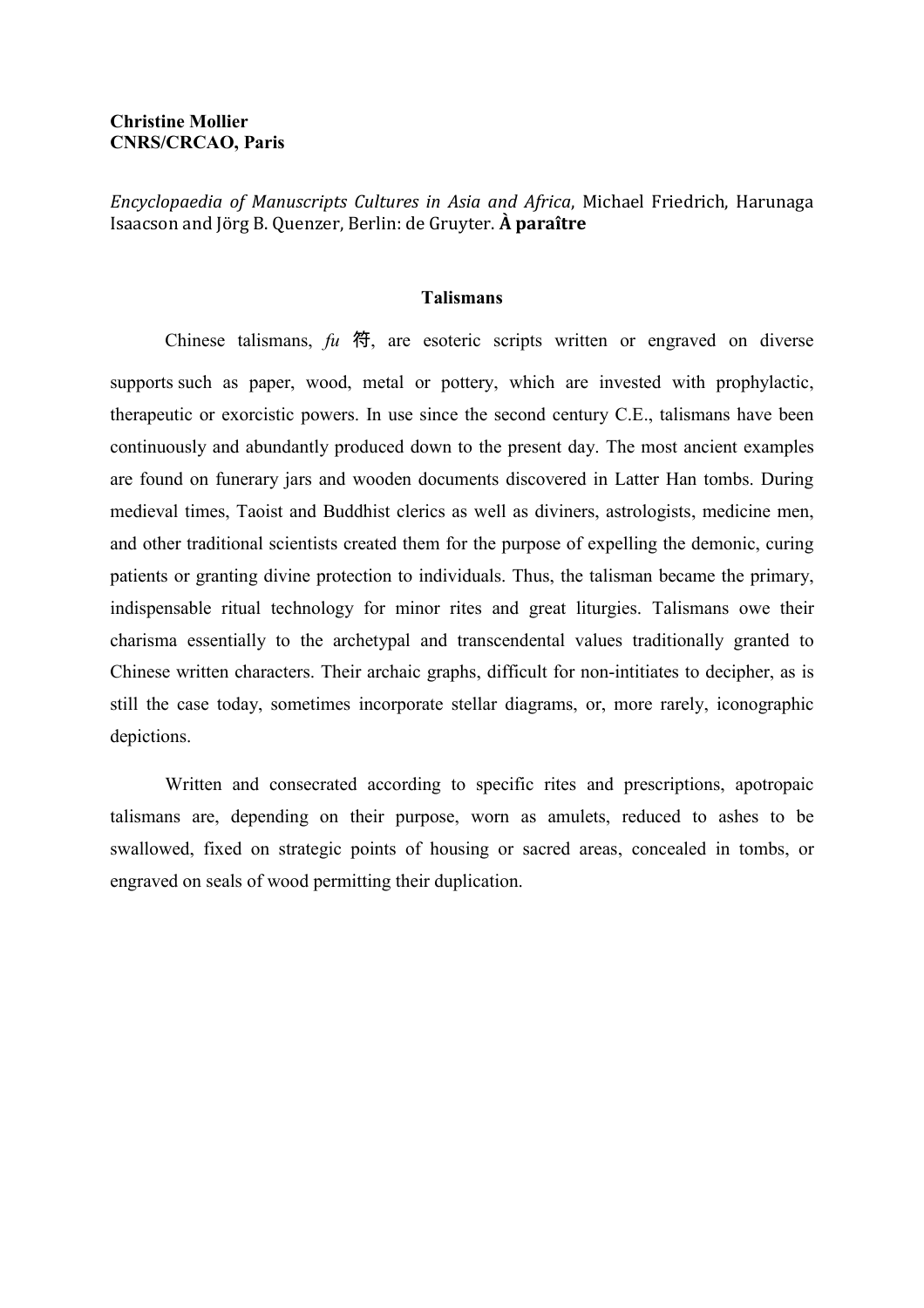**Christine Mollier**
**CNRS/CRCAO, Paris**

*Encyclopaedia of Manuscripts Cultures in Asia and Africa*, Michael Friedrich, Harunaga Isaacson and Jörg B. Quenzer, Berlin: de Gruyter. **À paraître**

## Talismans

Chinese talismans, *fu* 符, are esoteric scripts written or engraved on diverse supports such as paper, wood, metal or pottery, which are invested with prophylactic, therapeutic or exorcistic powers. In use since the second century C.E., talismans have been continuously and abundantly produced down to the present day. The most ancient examples are found on funerary jars and wooden documents discovered in Latter Han tombs. During medieval times, Taoist and Buddhist clerics as well as diviners, astrologists, medicine men, and other traditional scientists created them for the purpose of expelling the demonic, curing patients or granting divine protection to individuals. Thus, the talisman became the primary, indispensable ritual technology for minor rites and great liturgies. Talismans owe their charisma essentially to the archetypal and transcendental values traditionally granted to Chinese written characters. Their archaic graphs, difficult for non-intitiates to decipher, as is still the case today, sometimes incorporate stellar diagrams, or, more rarely, iconographic depictions.

Written and consecrated according to specific rites and prescriptions, apotropaic talismans are, depending on their purpose, worn as amulets, reduced to ashes to be swallowed, fixed on strategic points of housing or sacred areas, concealed in tombs, or engraved on seals of wood permitting their duplication.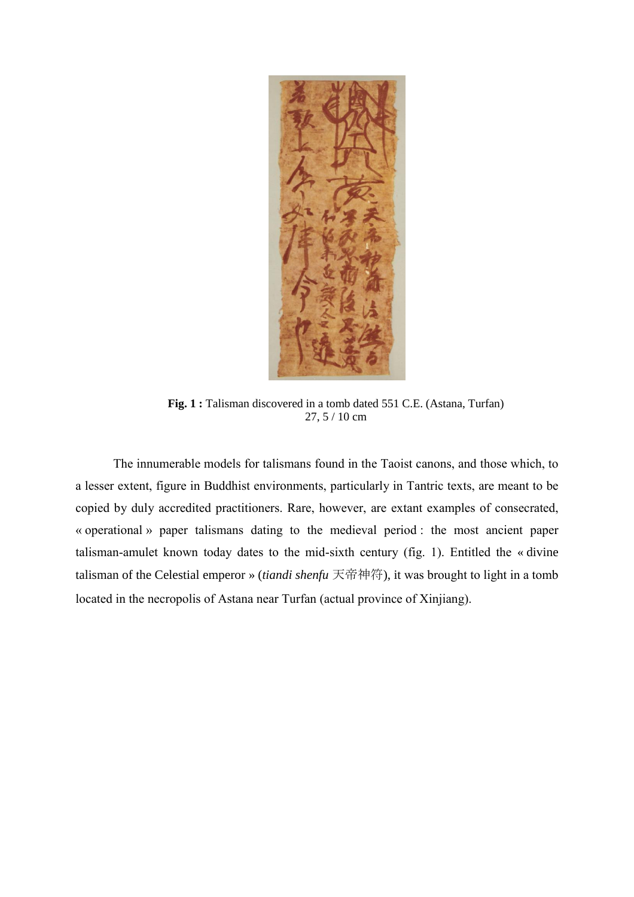**Fig. 1 :** Talisman discovered in a tomb dated 551 C.E. (Astana, Turfan)
27, 5 / 10 cm

The innumerable models for talismans found in the Taoist canons, and those which, to a lesser extent, figure in Buddhist environments, particularly in Tantric texts, are meant to be copied by duly accredited practitioners. Rare, however, are extant examples of consecrated, « operational » paper talismans dating to the medieval period : the most ancient paper talisman-amulet known today dates to the mid-sixth century (fig. 1). Entitled the « divine talisman of the Celestial emperor » (*tiandi shenfu* 天帝神符), it was brought to light in a tomb located in the necropolis of Astana near Turfan (actual province of Xinjiang).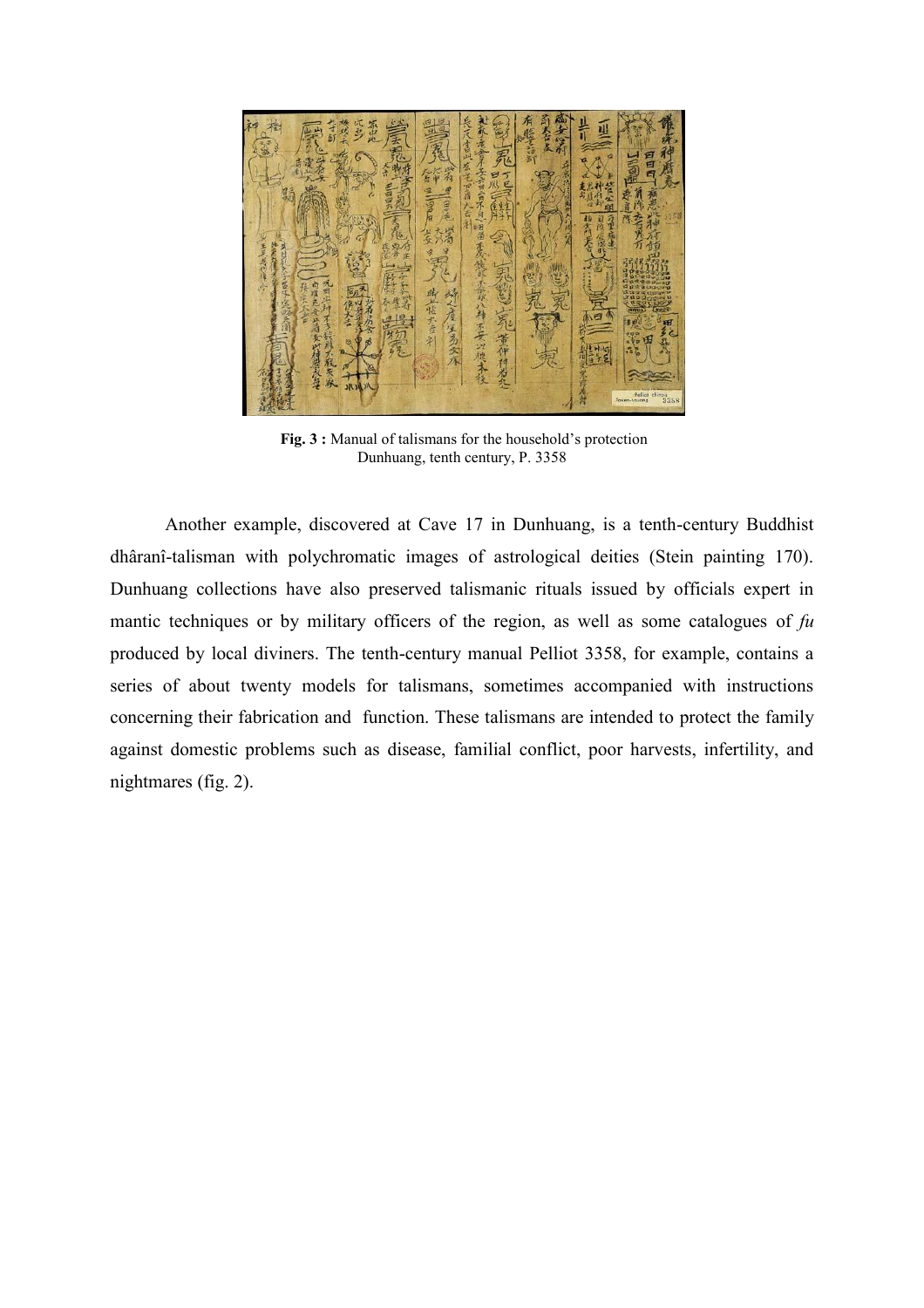**Fig. 3 :** Manual of talismans for the household's protection
Dunhuang, tenth century, P. 3358

Another example, discovered at Cave 17 in Dunhuang, is a tenth-century Buddhist dhâranî-talisman with polychromatic images of astrological deities (Stein painting 170). Dunhuang collections have also preserved talismanic rituals issued by officials expert in mantic techniques or by military officers of the region, as well as some catalogues of *fu* produced by local diviners. The tenth-century manual Pelliot 3358, for example, contains a series of about twenty models for talismans, sometimes accompanied with instructions concerning their fabrication and function. These talismans are intended to protect the family against domestic problems such as disease, familial conflict, poor harvests, infertility, and nightmares (fig. 2).